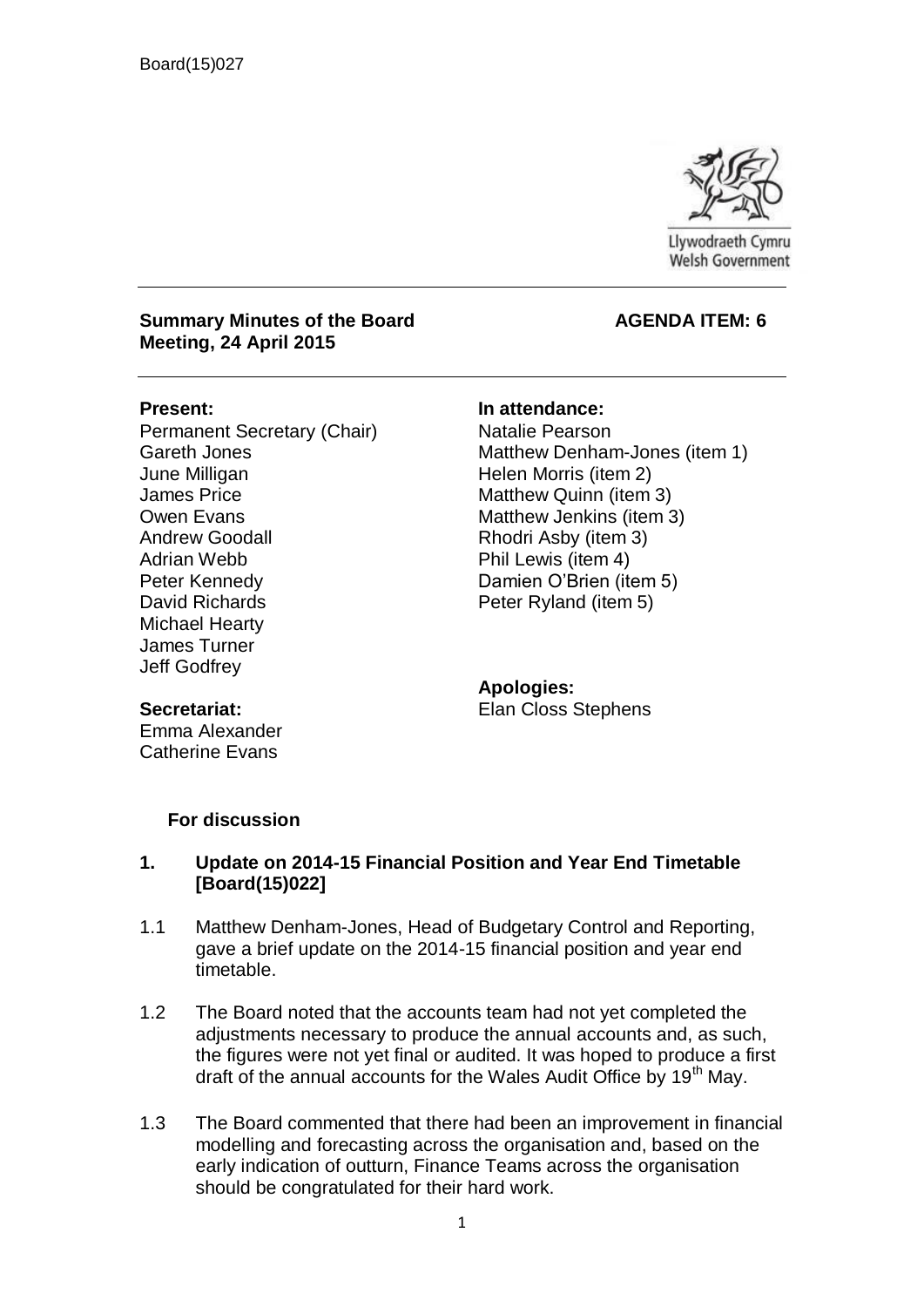Board(15)027

Llywodraeth Cymru
Welsh Government

**Summary Minutes of the Board Meeting, 24 April 2015**

**AGENDA ITEM: 6**

**Present:**
Permanent Secretary (Chair)
Gareth Jones
June Milligan
James Price
Owen Evans
Andrew Goodall
Adrian Webb
Peter Kennedy
David Richards
Michael Hearty
James Turner
Jeff Godfrey

**In attendance:**
Natalie Pearson
Matthew Denham-Jones (item 1)
Helen Morris (item 2)
Matthew Quinn (item 3)
Matthew Jenkins (item 3)
Rhodri Asby (item 3)
Phil Lewis (item 4)
Damien O'Brien (item 5)
Peter Ryland (item 5)

**Secretariat:**
Emma Alexander
Catherine Evans

**Apologies:**
Elan Closs Stephens

## For discussion

### 1. Update on 2014-15 Financial Position and Year End Timetable [Board(15)022]

1.1 Matthew Denham-Jones, Head of Budgetary Control and Reporting, gave a brief update on the 2014-15 financial position and year end timetable.

1.2 The Board noted that the accounts team had not yet completed the adjustments necessary to produce the annual accounts and, as such, the figures were not yet final or audited. It was hoped to produce a first draft of the annual accounts for the Wales Audit Office by 19th May.

1.3 The Board commented that there had been an improvement in financial modelling and forecasting across the organisation and, based on the early indication of outturn, Finance Teams across the organisation should be congratulated for their hard work.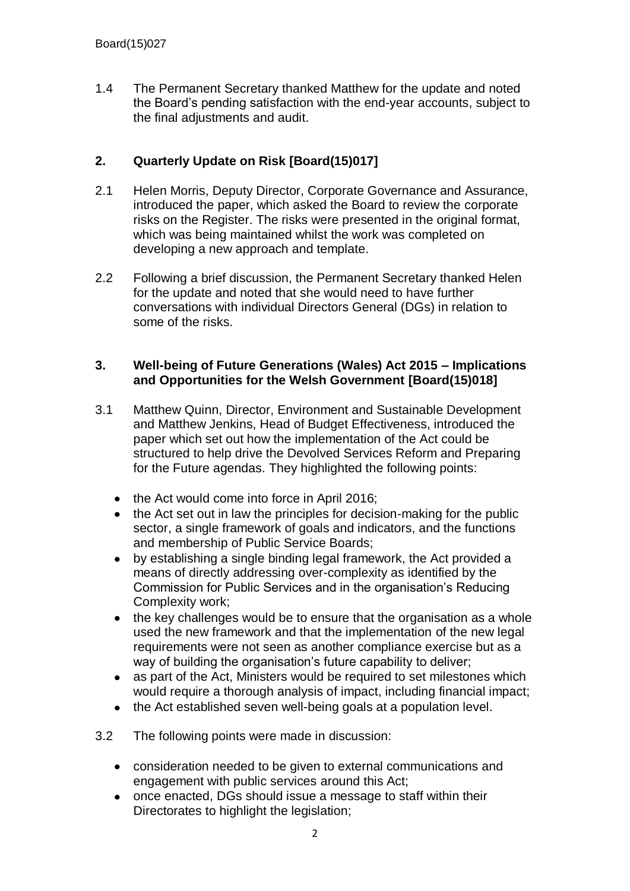1.4 The Permanent Secretary thanked Matthew for the update and noted the Board's pending satisfaction with the end-year accounts, subject to the final adjustments and audit.

## 2. Quarterly Update on Risk [Board(15)017]

2.1 Helen Morris, Deputy Director, Corporate Governance and Assurance, introduced the paper, which asked the Board to review the corporate risks on the Register. The risks were presented in the original format, which was being maintained whilst the work was completed on developing a new approach and template.

2.2 Following a brief discussion, the Permanent Secretary thanked Helen for the update and noted that she would need to have further conversations with individual Directors General (DGs) in relation to some of the risks.

## 3. Well-being of Future Generations (Wales) Act 2015 – Implications and Opportunities for the Welsh Government [Board(15)018]

3.1 Matthew Quinn, Director, Environment and Sustainable Development and Matthew Jenkins, Head of Budget Effectiveness, introduced the paper which set out how the implementation of the Act could be structured to help drive the Devolved Services Reform and Preparing for the Future agendas. They highlighted the following points:

- the Act would come into force in April 2016;
- the Act set out in law the principles for decision-making for the public sector, a single framework of goals and indicators, and the functions and membership of Public Service Boards;
- by establishing a single binding legal framework, the Act provided a means of directly addressing over-complexity as identified by the Commission for Public Services and in the organisation's Reducing Complexity work;
- the key challenges would be to ensure that the organisation as a whole used the new framework and that the implementation of the new legal requirements were not seen as another compliance exercise but as a way of building the organisation's future capability to deliver;
- as part of the Act, Ministers would be required to set milestones which would require a thorough analysis of impact, including financial impact;
- the Act established seven well-being goals at a population level.

3.2 The following points were made in discussion:

- consideration needed to be given to external communications and engagement with public services around this Act;
- once enacted, DGs should issue a message to staff within their Directorates to highlight the legislation;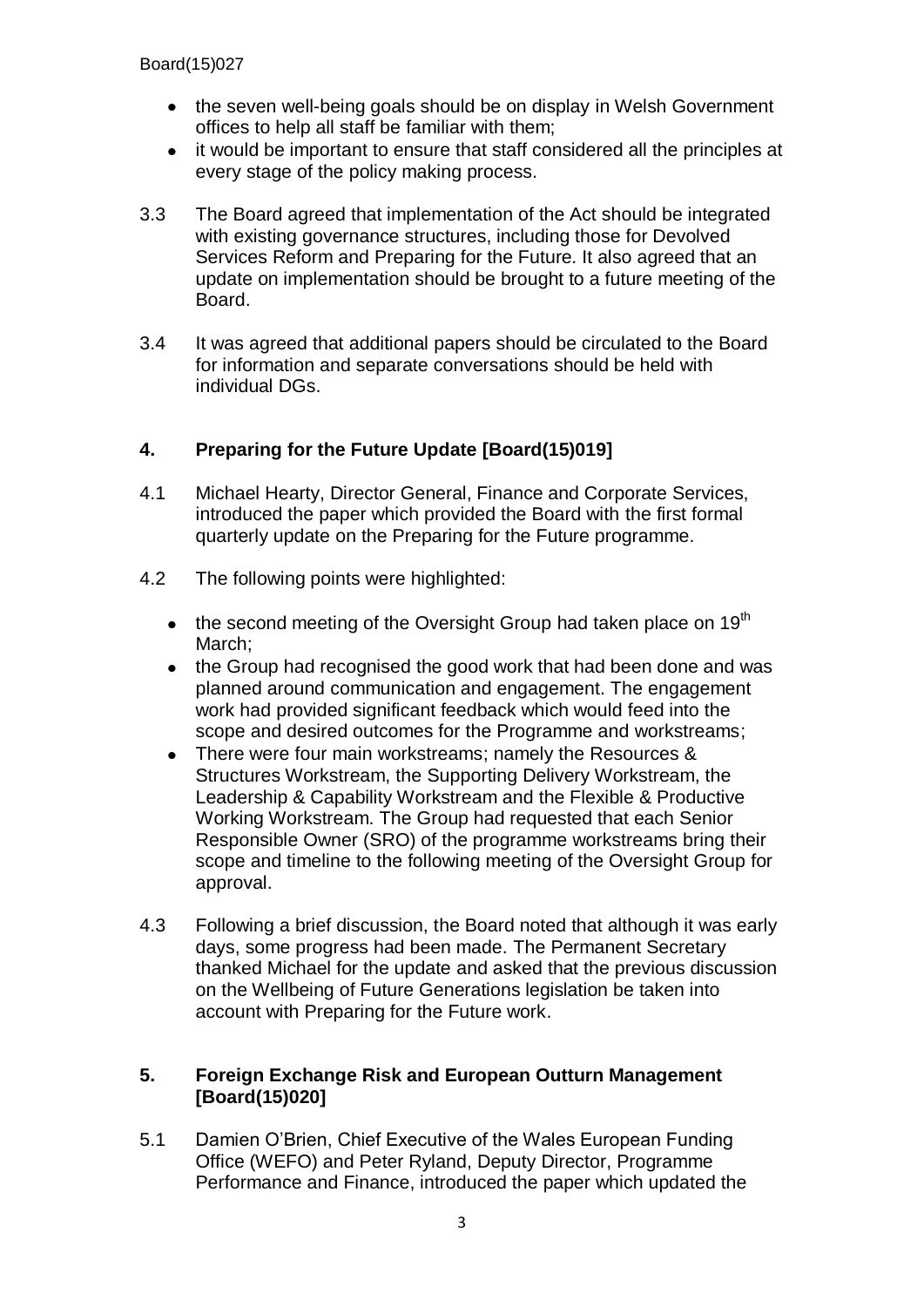- the seven well-being goals should be on display in Welsh Government offices to help all staff be familiar with them;
- it would be important to ensure that staff considered all the principles at every stage of the policy making process.

3.3 The Board agreed that implementation of the Act should be integrated with existing governance structures, including those for Devolved Services Reform and Preparing for the Future. It also agreed that an update on implementation should be brought to a future meeting of the Board.

3.4 It was agreed that additional papers should be circulated to the Board for information and separate conversations should be held with individual DGs.

## 4. Preparing for the Future Update [Board(15)019]

4.1 Michael Hearty, Director General, Finance and Corporate Services, introduced the paper which provided the Board with the first formal quarterly update on the Preparing for the Future programme.

4.2 The following points were highlighted:

- the second meeting of the Oversight Group had taken place on 19th March;
- the Group had recognised the good work that had been done and was planned around communication and engagement. The engagement work had provided significant feedback which would feed into the scope and desired outcomes for the Programme and workstreams;
- There were four main workstreams; namely the Resources & Structures Workstream, the Supporting Delivery Workstream, the Leadership & Capability Workstream and the Flexible & Productive Working Workstream. The Group had requested that each Senior Responsible Owner (SRO) of the programme workstreams bring their scope and timeline to the following meeting of the Oversight Group for approval.

4.3 Following a brief discussion, the Board noted that although it was early days, some progress had been made. The Permanent Secretary thanked Michael for the update and asked that the previous discussion on the Wellbeing of Future Generations legislation be taken into account with Preparing for the Future work.

## 5. Foreign Exchange Risk and European Outturn Management [Board(15)020]

5.1 Damien O'Brien, Chief Executive of the Wales European Funding Office (WEFO) and Peter Ryland, Deputy Director, Programme Performance and Finance, introduced the paper which updated the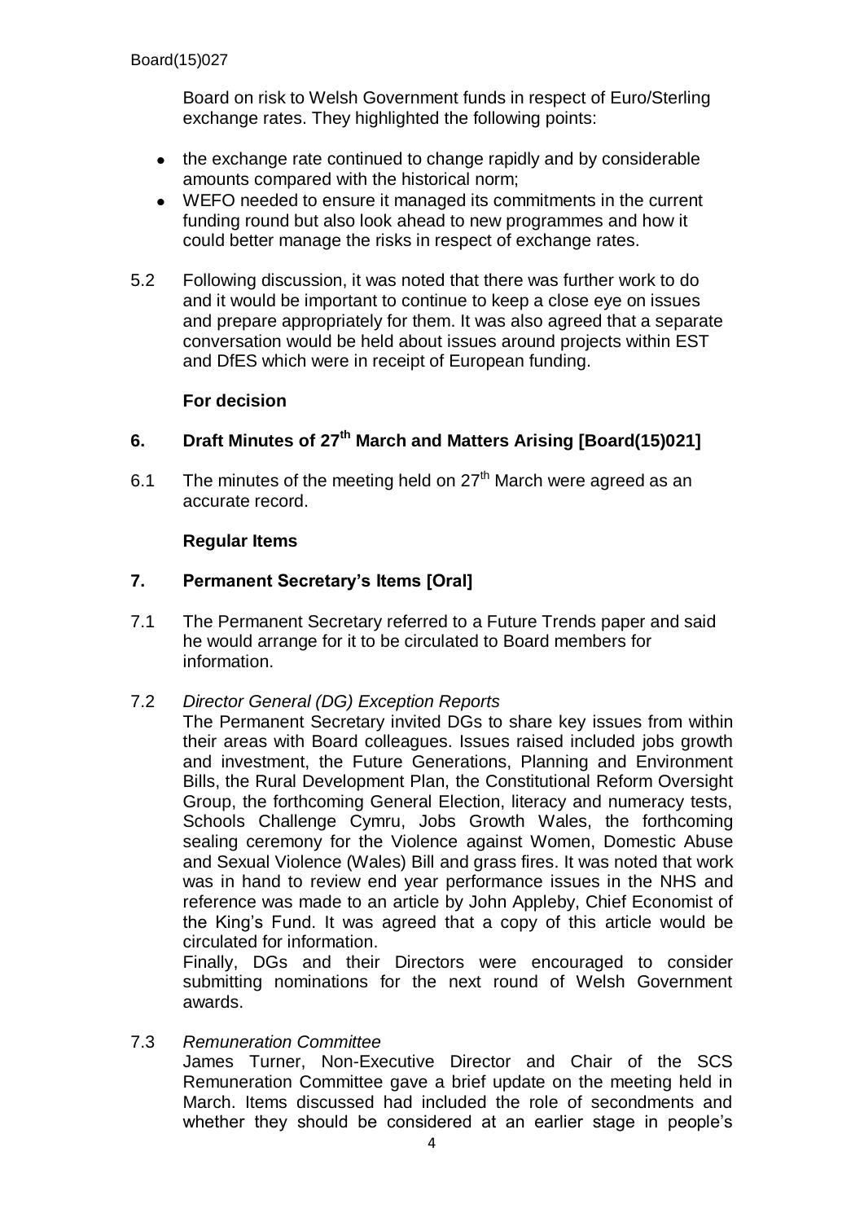Board on risk to Welsh Government funds in respect of Euro/Sterling exchange rates. They highlighted the following points:

- the exchange rate continued to change rapidly and by considerable amounts compared with the historical norm;
- WEFO needed to ensure it managed its commitments in the current funding round but also look ahead to new programmes and how it could better manage the risks in respect of exchange rates.

5.2 Following discussion, it was noted that there was further work to do and it would be important to continue to keep a close eye on issues and prepare appropriately for them. It was also agreed that a separate conversation would be held about issues around projects within EST and DfES which were in receipt of European funding.

**For decision**

## 6. Draft Minutes of 27th March and Matters Arising [Board(15)021]

6.1 The minutes of the meeting held on 27th March were agreed as an accurate record.

**Regular Items**

## 7. Permanent Secretary's Items [Oral]

7.1 The Permanent Secretary referred to a Future Trends paper and said he would arrange for it to be circulated to Board members for information.

7.2 *Director General (DG) Exception Reports*

The Permanent Secretary invited DGs to share key issues from within their areas with Board colleagues. Issues raised included jobs growth and investment, the Future Generations, Planning and Environment Bills, the Rural Development Plan, the Constitutional Reform Oversight Group, the forthcoming General Election, literacy and numeracy tests, Schools Challenge Cymru, Jobs Growth Wales, the forthcoming sealing ceremony for the Violence against Women, Domestic Abuse and Sexual Violence (Wales) Bill and grass fires. It was noted that work was in hand to review end year performance issues in the NHS and reference was made to an article by John Appleby, Chief Economist of the King's Fund. It was agreed that a copy of this article would be circulated for information.

Finally, DGs and their Directors were encouraged to consider submitting nominations for the next round of Welsh Government awards.

7.3 *Remuneration Committee*

James Turner, Non-Executive Director and Chair of the SCS Remuneration Committee gave a brief update on the meeting held in March. Items discussed had included the role of secondments and whether they should be considered at an earlier stage in people's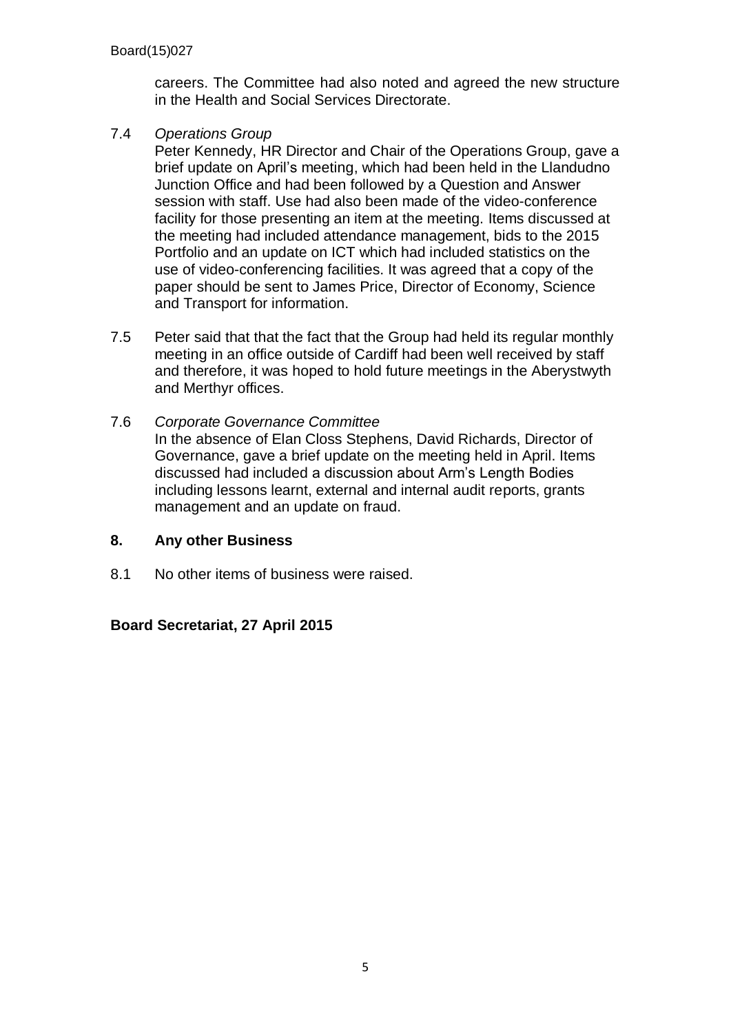careers. The Committee had also noted and agreed the new structure in the Health and Social Services Directorate.

7.4 *Operations Group*
Peter Kennedy, HR Director and Chair of the Operations Group, gave a brief update on April's meeting, which had been held in the Llandudno Junction Office and had been followed by a Question and Answer session with staff. Use had also been made of the video-conference facility for those presenting an item at the meeting. Items discussed at the meeting had included attendance management, bids to the 2015 Portfolio and an update on ICT which had included statistics on the use of video-conferencing facilities. It was agreed that a copy of the paper should be sent to James Price, Director of Economy, Science and Transport for information.

7.5 Peter said that that the fact that the Group had held its regular monthly meeting in an office outside of Cardiff had been well received by staff and therefore, it was hoped to hold future meetings in the Aberystwyth and Merthyr offices.

7.6 *Corporate Governance Committee*
In the absence of Elan Closs Stephens, David Richards, Director of Governance, gave a brief update on the meeting held in April. Items discussed had included a discussion about Arm's Length Bodies including lessons learnt, external and internal audit reports, grants management and an update on fraud.

## 8. Any other Business

8.1 No other items of business were raised.

**Board Secretariat, 27 April 2015**